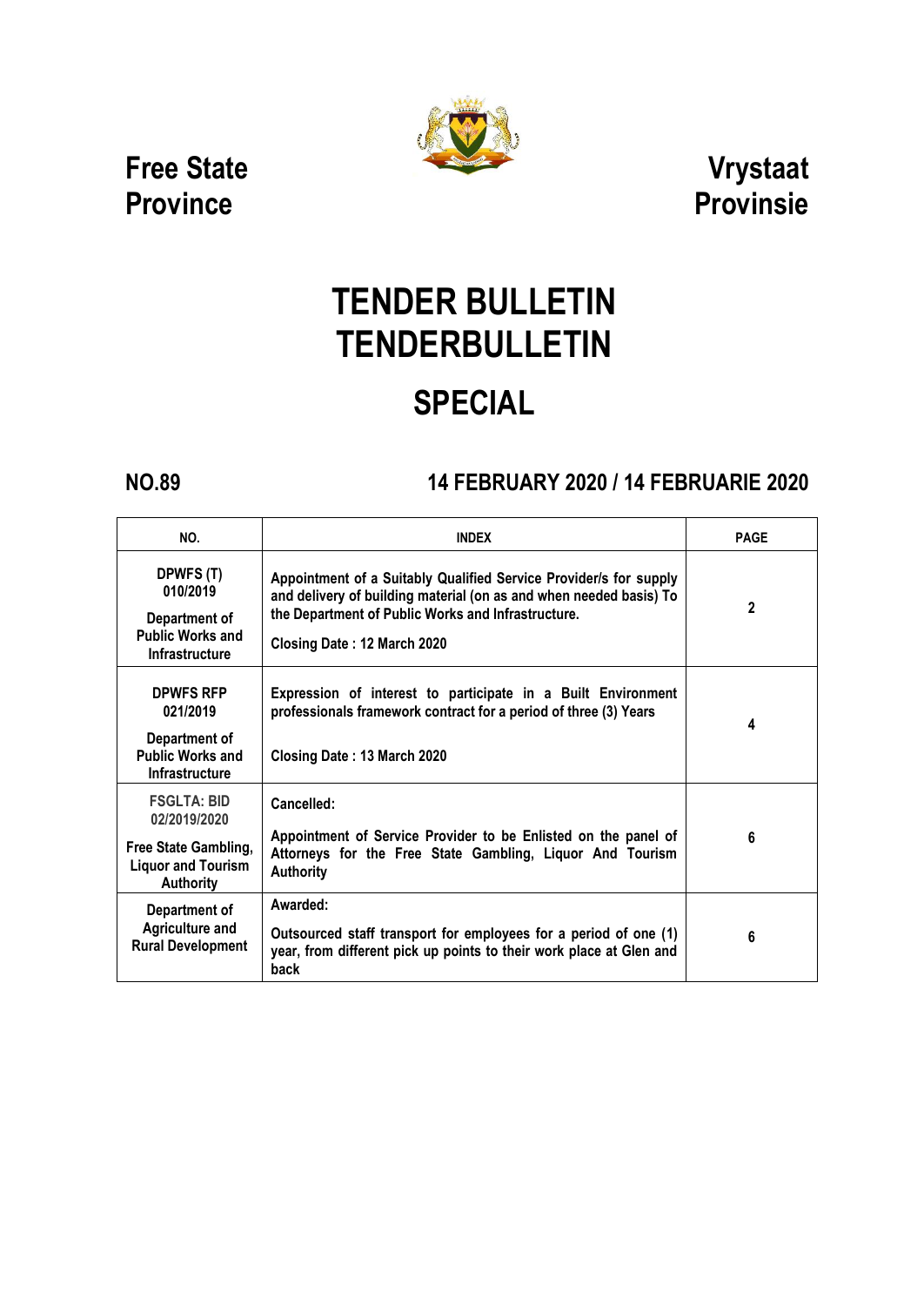Free State Province

Vrystaat Provinsie

# TENDER BULLETIN
# TENDERBULLETIN

## SPECIAL

**NO.89**

**14 FEBRUARY 2020 / 14 FEBRUARIE 2020**

| NO. | INDEX | PAGE |
|---|---|---|
| DPWFS (T) 010/2019<br>Department of Public Works and Infrastructure | Appointment of a Suitably Qualified Service Provider/s for supply and delivery of building material (on as and when needed basis) To the Department of Public Works and Infrastructure.<br>Closing Date : 12 March 2020 | 2 |
| DPWFS RFP 021/2019<br>Department of Public Works and Infrastructure | Expression of interest to participate in a Built Environment professionals framework contract for a period of three (3) Years<br>Closing Date : 13 March 2020 | 4 |
| FSGLTA: BID 02/2019/2020<br>Free State Gambling, Liquor and Tourism Authority | Cancelled:<br>Appointment of Service Provider to be Enlisted on the panel of Attorneys for the Free State Gambling, Liquor And Tourism Authority | 6 |
| Department of Agriculture and Rural Development | Awarded:<br>Outsourced staff transport for employees for a period of one (1) year, from different pick up points to their work place at Glen and back | 6 |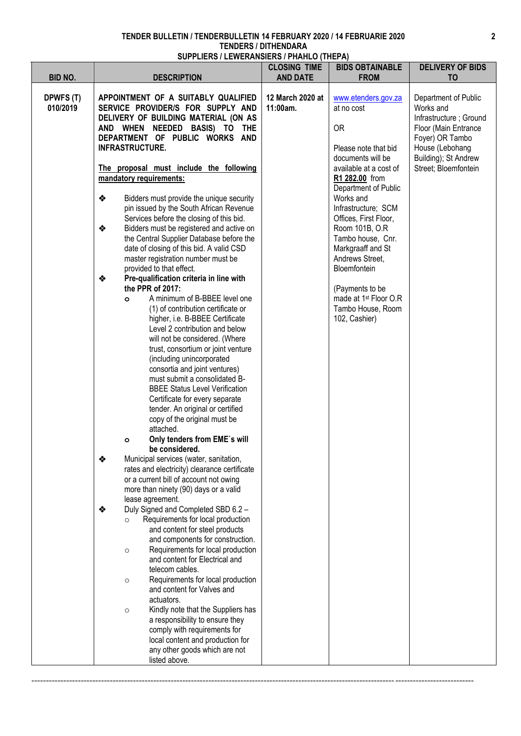**TENDER BULLETIN / TENDERBULLETIN 14 FEBRUARY 2020 / 14 FEBRUARIE 2020**
**TENDERS / DITHENDARA**
**SUPPLIERS / LEWERANSIERS / PHAHLO (THEPA)**

| BID NO. | DESCRIPTION | CLOSING TIME AND DATE | BIDS OBTAINABLE FROM | DELIVERY OF BIDS TO |
|---|---|---|---|---|
| **DPWFS (T) 010/2019** | **APPOINTMENT OF A SUITABLY QUALIFIED SERVICE PROVIDER/S FOR SUPPLY AND DELIVERY OF BUILDING MATERIAL (ON AS AND WHEN NEEDED BASIS) TO THE DEPARTMENT OF PUBLIC WORKS AND INFRASTRUCTURE.**<br><br>**The proposal must include the following mandatory requirements:**<br><br>❖ Bidders must provide the unique security pin issued by the South African Revenue Services before the closing of this bid.<br>❖ Bidders must be registered and active on the Central Supplier Database before the date of closing of this bid. A valid CSD master registration number must be provided to that effect.<br>❖ **Pre-qualification criteria in line with the PPR of 2017:**<br>o A minimum of B-BBEE level one (1) of contribution certificate or higher, i.e. B-BBEE Certificate Level 2 contribution and below will not be considered. (Where trust, consortium or joint venture (including unincorporated consortia and joint ventures) must submit a consolidated B-BBEE Status Level Verification Certificate for every separate tender. An original or certified copy of the original must be attached.<br>o **Only tenders from EME`s will be considered.**<br>❖ Municipal services (water, sanitation, rates and electricity) clearance certificate or a current bill of account not owing more than ninety (90) days or a valid lease agreement.<br>❖ Duly Signed and Completed SBD 6.2 –<br>○ Requirements for local production and content for steel products and components for construction.<br>○ Requirements for local production and content for Electrical and telecom cables.<br>○ Requirements for local production and content for Valves and actuators.<br>○ Kindly note that the Suppliers has a responsibility to ensure they comply with requirements for local content and production for any other goods which are not listed above. | **12 March 2020 at 11:00am.** | www.etenders.gov.za at no cost<br><br>OR<br><br>Please note that bid documents will be available at a cost of **R1 282.00** from Department of Public Works and Infrastructure; SCM Offices, First Floor, Room 101B, O.R Tambo house, Cnr. Markgraaff and St Andrews Street, Bloemfontein<br><br>(Payments to be made at 1st Floor O.R Tambo House, Room 102, Cashier) | Department of Public Works and Infrastructure ; Ground Floor (Main Entrance Foyer) OR Tambo House (Lebohang Building); St Andrew Street; Bloemfontein |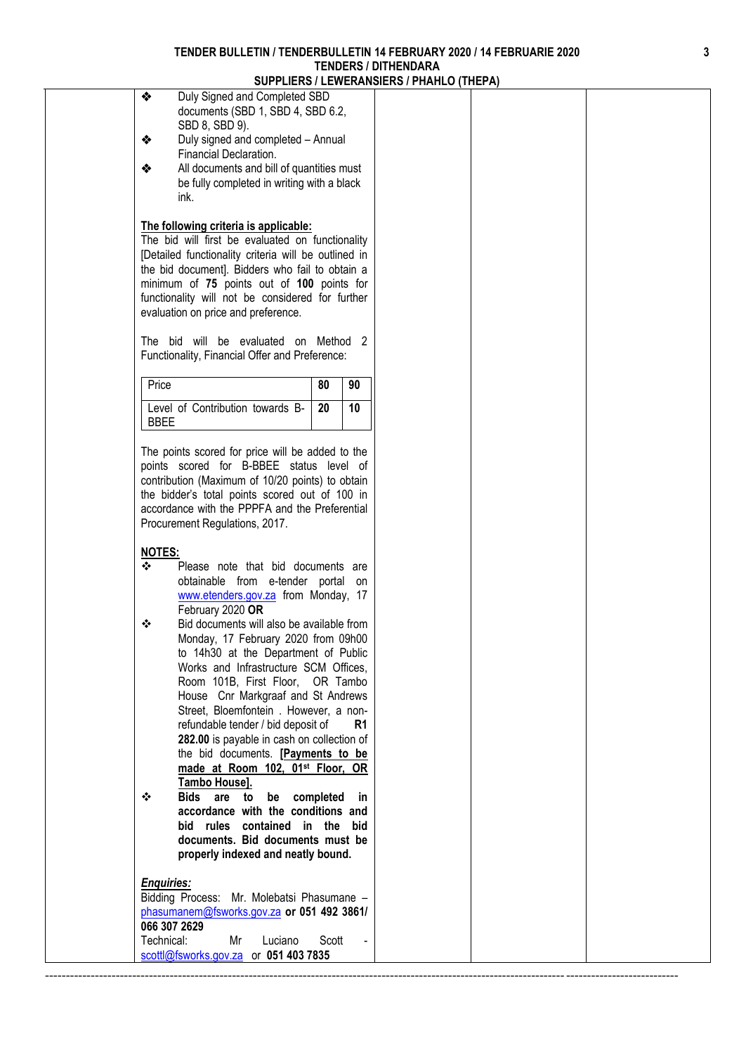- Duly Signed and Completed SBD documents (SBD 1, SBD 4, SBD 6.2, SBD 8, SBD 9).
- Duly signed and completed – Annual Financial Declaration.
- All documents and bill of quantities must be fully completed in writing with a black ink.

**The following criteria is applicable:**

The bid will first be evaluated on functionality [Detailed functionality criteria will be outlined in the bid document]. Bidders who fail to obtain a minimum of **75** points out of **100** points for functionality will not be considered for further evaluation on price and preference.

The bid will be evaluated on Method 2 Functionality, Financial Offer and Preference:

| Price | 80 | 90 |
|---|---|---|
| Level of Contribution towards B-BBEE | 20 | 10 |

The points scored for price will be added to the points scored for B-BBEE status level of contribution (Maximum of 10/20 points) to obtain the bidder's total points scored out of 100 in accordance with the PPPFA and the Preferential Procurement Regulations, 2017.

**NOTES:**

- Please note that bid documents are obtainable from e-tender portal on www.etenders.gov.za from Monday, 17 February 2020 **OR**
- Bid documents will also be available from Monday, 17 February 2020 from 09h00 to 14h30 at the Department of Public Works and Infrastructure SCM Offices, Room 101B, First Floor, OR Tambo House Cnr Markgraaf and St Andrews Street, Bloemfontein . However, a non-refundable tender / bid deposit of **R1 282.00** is payable in cash on collection of the bid documents. **[Payments to be made at Room 102, 01st Floor, OR Tambo House].**
- **Bids are to be completed in accordance with the conditions and bid rules contained in the bid documents. Bid documents must be properly indexed and neatly bound.**

***Enquiries:***

Bidding Process: Mr. Molebatsi Phasumane – phasumanem@fsworks.gov.za **or 051 492 3861/ 066 307 2629**

Technical: Mr Luciano Scott - scottl@fsworks.gov.za or **051 403 7835**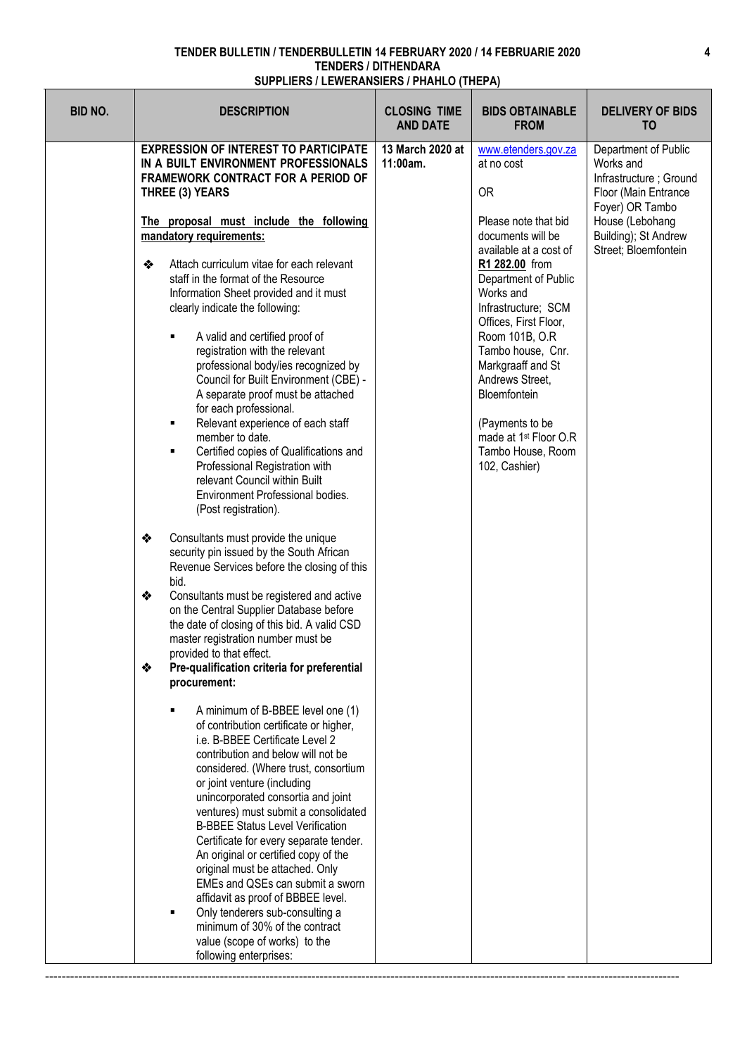**TENDER BULLETIN / TENDERBULLETIN 14 FEBRUARY 2020 / 14 FEBRUARIE 2020**
**TENDERS / DITHENDARA**
**SUPPLIERS / LEWERANSIERS / PHAHLO (THEPA)**

| BID NO. | DESCRIPTION | CLOSING TIME AND DATE | BIDS OBTAINABLE FROM | DELIVERY OF BIDS TO |
|---|---|---|---|---|
| | **EXPRESSION OF INTEREST TO PARTICIPATE IN A BUILT ENVIRONMENT PROFESSIONALS FRAMEWORK CONTRACT FOR A PERIOD OF THREE (3) YEARS**<br><br>**The proposal must include the following mandatory requirements:**<br><br>❖ Attach curriculum vitae for each relevant staff in the format of the Resource Information Sheet provided and it must clearly indicate the following:<br>▪ A valid and certified proof of registration with the relevant professional body/ies recognized by Council for Built Environment (CBE) - A separate proof must be attached for each professional.<br>▪ Relevant experience of each staff member to date.<br>▪ Certified copies of Qualifications and Professional Registration with relevant Council within Built Environment Professional bodies. (Post registration).<br><br>❖ Consultants must provide the unique security pin issued by the South African Revenue Services before the closing of this bid.<br>❖ Consultants must be registered and active on the Central Supplier Database before the date of closing of this bid. A valid CSD master registration number must be provided to that effect.<br>❖ **Pre-qualification criteria for preferential procurement:**<br>▪ A minimum of B-BBEE level one (1) of contribution certificate or higher, i.e. B-BBEE Certificate Level 2 contribution and below will not be considered. (Where trust, consortium or joint venture (including unincorporated consortia and joint ventures) must submit a consolidated B-BBEE Status Level Verification Certificate for every separate tender. An original or certified copy of the original must be attached. Only EMEs and QSEs can submit a sworn affidavit as proof of BBBEE level.<br>▪ Only tenderers sub-consulting a minimum of 30% of the contract value (scope of works) to the following enterprises: | **13 March 2020 at 11:00am.** | www.etenders.gov.za at no cost<br><br>OR<br><br>Please note that bid documents will be available at a cost of **R1 282.00** from Department of Public Works and Infrastructure; SCM Offices, First Floor, Room 101B, O.R Tambo house, Cnr. Markgraaff and St Andrews Street, Bloemfontein<br><br>(Payments to be made at 1st Floor O.R Tambo House, Room 102, Cashier) | Department of Public Works and Infrastructure ; Ground Floor (Main Entrance Foyer) OR Tambo House (Lebohang Building); St Andrew Street; Bloemfontein |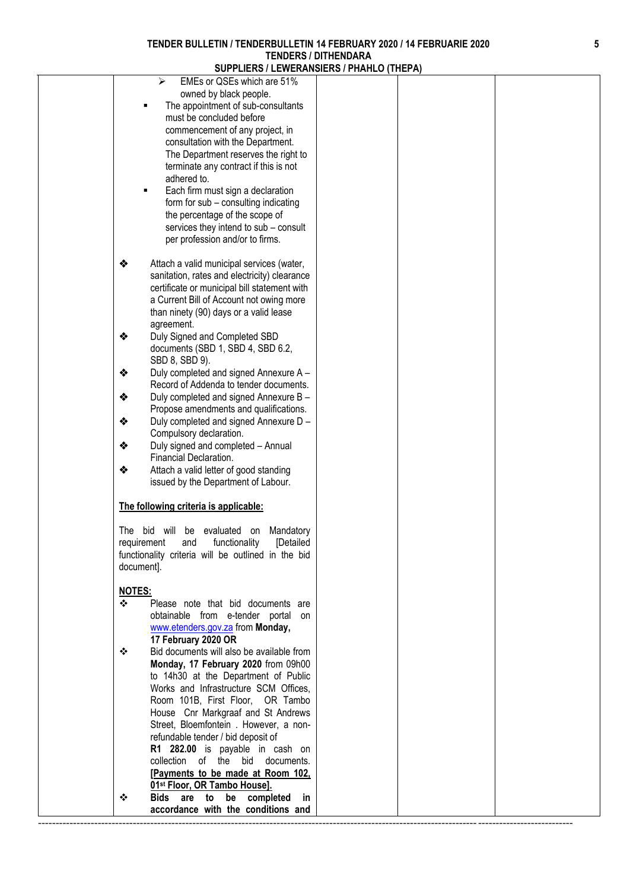| | | | | |
|---|---|---|---|---|
| | ➢ EMEs or QSEs which are 51% owned by black people.<br>▪ The appointment of sub-consultants must be concluded before commencement of any project, in consultation with the Department. The Department reserves the right to terminate any contract if this is not adhered to.<br>▪ Each firm must sign a declaration form for sub – consulting indicating the percentage of the scope of services they intend to sub – consult per profession and/or to firms.<br><br>❖ Attach a valid municipal services (water, sanitation, rates and electricity) clearance certificate or municipal bill statement with a Current Bill of Account not owing more than ninety (90) days or a valid lease agreement.<br>❖ Duly Signed and Completed SBD documents (SBD 1, SBD 4, SBD 6.2, SBD 8, SBD 9).<br>❖ Duly completed and signed Annexure A – Record of Addenda to tender documents.<br>❖ Duly completed and signed Annexure B – Propose amendments and qualifications.<br>❖ Duly completed and signed Annexure D – Compulsory declaration.<br>❖ Duly signed and completed – Annual Financial Declaration.<br>❖ Attach a valid letter of good standing issued by the Department of Labour.<br><br>**<u>The following criteria is applicable:</u>**<br><br>The bid will be evaluated on Mandatory requirement and functionality [Detailed functionality criteria will be outlined in the bid document].<br><br>**<u>NOTES:</u>**<br>❖ Please note that bid documents are obtainable from e-tender portal on www.etenders.gov.za from **Monday, 17 February 2020 OR**<br>❖ Bid documents will also be available from **Monday, 17 February 2020** from 09h00 to 14h30 at the Department of Public Works and Infrastructure SCM Offices, Room 101B, First Floor, OR Tambo House Cnr Markgraaf and St Andrews Street, Bloemfontein . However, a non-refundable tender / bid deposit of **R1 282.00** is payable in cash on collection of the bid documents. **<u>[Payments to be made at Room 102, 01st Floor, OR Tambo House].</u>**<br>❖ **Bids are to be completed in accordance with the conditions and** | | | |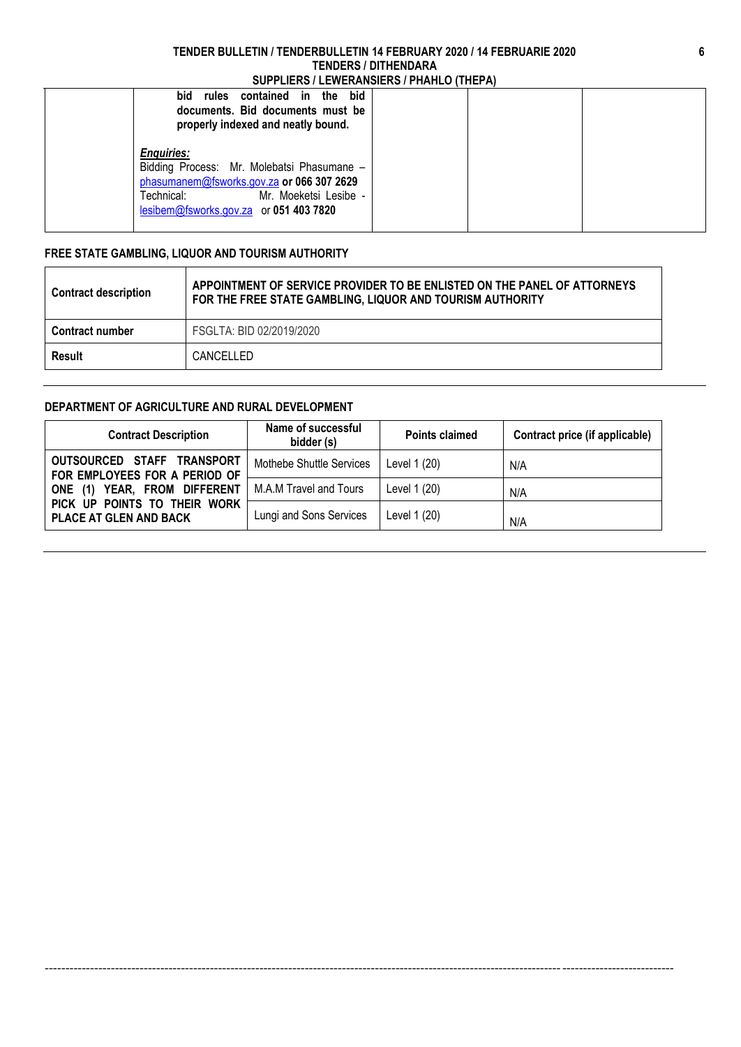| | bid rules contained in the bid documents. Bid documents must be properly indexed and neatly bound.<br><br>***Enquiries:***<br>Bidding Process: Mr. Molebatsi Phasumane – phasumanem@fsworks.gov.za **or 066 307 2629**<br>Technical: Mr. Moeketsi Lesibe - lesibem@fsworks.gov.za or **051 403 7820** | | | |
|---|---|---|---|---|

**FREE STATE GAMBLING, LIQUOR AND TOURISM AUTHORITY**

| **Contract description** | **APPOINTMENT OF SERVICE PROVIDER TO BE ENLISTED ON THE PANEL OF ATTORNEYS FOR THE FREE STATE GAMBLING, LIQUOR AND TOURISM AUTHORITY** |
|---|---|
| **Contract number** | FSGLTA: BID 02/2019/2020 |
| **Result** | CANCELLED |

**DEPARTMENT OF AGRICULTURE AND RURAL DEVELOPMENT**

| Contract Description | Name of successful bidder (s) | Points claimed | Contract price (if applicable) |
|---|---|---|---|
| **OUTSOURCED STAFF TRANSPORT FOR EMPLOYEES FOR A PERIOD OF ONE (1) YEAR, FROM DIFFERENT PICK UP POINTS TO THEIR WORK PLACE AT GLEN AND BACK** | Mothebe Shuttle Services | Level 1 (20) | N/A |
| | M.A.M Travel and Tours | Level 1 (20) | N/A |
| | Lungi and Sons Services | Level 1 (20) | N/A |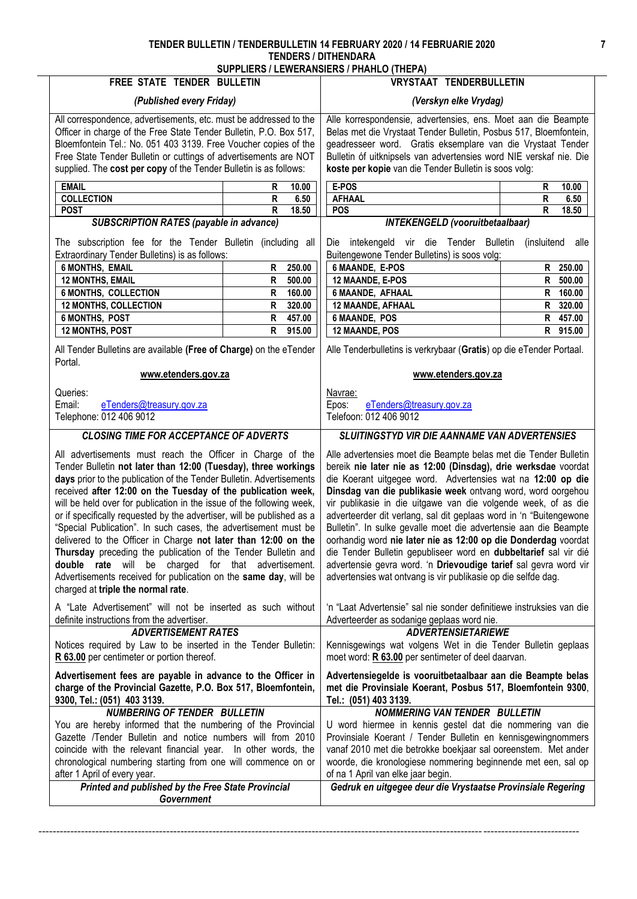**TENDERS / DITHENDARA**

**SUPPLIERS / LEWERANSIERS / PHAHLO (THEPA)**

## FREE STATE TENDER BULLETIN

*(Published every Friday)*

All correspondence, advertisements, etc. must be addressed to the Officer in charge of the Free State Tender Bulletin, P.O. Box 517, Bloemfontein Tel.: No. 051 403 3139. Free Voucher copies of the Free State Tender Bulletin or cuttings of advertisements are NOT supplied. The **cost per copy** of the Tender Bulletin is as follows:

| | |
|---|---|
| **EMAIL** | **R 10.00** |
| **COLLECTION** | **R 6.50** |
| **POST** | **R 18.50** |

***SUBSCRIPTION RATES (payable in advance)***

The subscription fee for the Tender Bulletin (including all Extraordinary Tender Bulletins) is as follows:

| | |
|---|---|
| **6 MONTHS, EMAIL** | **R 250.00** |
| **12 MONTHS, EMAIL** | **R 500.00** |
| **6 MONTHS, COLLECTION** | **R 160.00** |
| **12 MONTHS, COLLECTION** | **R 320.00** |
| **6 MONTHS, POST** | **R 457.00** |
| **12 MONTHS, POST** | **R 915.00** |

All Tender Bulletins are available **(Free of Charge)** on the eTender Portal.

**www.etenders.gov.za**

Queries:
Email: eTenders@treasury.gov.za
Telephone: 012 406 9012

***CLOSING TIME FOR ACCEPTANCE OF ADVERTS***

All advertisements must reach the Officer in Charge of the Tender Bulletin **not later than 12:00 (Tuesday), three workings days** prior to the publication of the Tender Bulletin. Advertisements received **after 12:00 on the Tuesday of the publication week,** will be held over for publication in the issue of the following week, or if specifically requested by the advertiser, will be published as a "Special Publication". In such cases, the advertisement must be delivered to the Officer in Charge **not later than 12:00 on the Thursday** preceding the publication of the Tender Bulletin and **double rate** will be charged for that advertisement. Advertisements received for publication on the **same day**, will be charged at **triple the normal rate**.

A "Late Advertisement" will not be inserted as such without definite instructions from the advertiser.

***ADVERTISEMENT RATES***

Notices required by Law to be inserted in the Tender Bulletin: **R 63.00** per centimeter or portion thereof.

**Advertisement fees are payable in advance to the Officer in charge of the Provincial Gazette, P.O. Box 517, Bloemfontein, 9300, Tel.: (051) 403 3139.**

***NUMBERING OF TENDER BULLETIN***

You are hereby informed that the numbering of the Provincial Gazette /Tender Bulletin and notice numbers will from 2010 coincide with the relevant financial year. In other words, the chronological numbering starting from one will commence on or after 1 April of every year.

***Printed and published by the Free State Provincial Government***

## VRYSTAAT TENDERBULLETIN

*(Verskyn elke Vrydag)*

Alle korrespondensie, advertensies, ens. Moet aan die Beampte Belas met die Vrystaat Tender Bulletin, Posbus 517, Bloemfontein, geadresseer word. Gratis eksemplare van die Vrystaat Tender Bulletin óf uitknipsels van advertensies word NIE verskaf nie. Die **koste per kopie** van die Tender Bulletin is soos volg:

| | |
|---|---|
| **E-POS** | **R 10.00** |
| **AFHAAL** | **R 6.50** |
| **POS** | **R 18.50** |

***INTEKENGELD (vooruitbetaalbaar)***

Die intekengeld vir die Tender Bulletin (insluitend alle Buitengewone Tender Bulletins) is soos volg:

| | |
|---|---|
| **6 MAANDE, E-POS** | **R 250.00** |
| **12 MAANDE, E-POS** | **R 500.00** |
| **6 MAANDE, AFHAAL** | **R 160.00** |
| **12 MAANDE, AFHAAL** | **R 320.00** |
| **6 MAANDE, POS** | **R 457.00** |
| **12 MAANDE, POS** | **R 915.00** |

Alle Tenderbulletins is verkrybaar (**Gratis**) op die eTender Portaal.

**www.etenders.gov.za**

Navrae:
Epos: eTenders@treasury.gov.za
Telefoon: 012 406 9012

***SLUITINGSTYD VIR DIE AANNAME VAN ADVERTENSIES***

Alle advertensies moet die Beampte belas met die Tender Bulletin bereik **nie later nie as 12:00 (Dinsdag), drie werksdae** voordat die Koerant uitgegee word. Advertensies wat na **12:00 op die Dinsdag van die publikasie week** ontvang word, word oorgehou vir publikasie in die uitgawe van die volgende week, of as die adverteerder dit verlang, sal dit geplaas word in 'n "Buitengewone Bulletin". In sulke gevalle moet die advertensie aan die Beampte oorhandig word **nie later nie as 12:00 op die Donderdag** voordat die Tender Bulletin gepubliseer word en **dubbeltarief** sal vir dié advertensie gevra word. 'n **Drievoudige tarief** sal gevra word vir advertensies wat ontvang is vir publikasie op die selfde dag.

'n "Laat Advertensie" sal nie sonder definitiewe instruksies van die Adverteerder as sodanige geplaas word nie.

***ADVERTENSIETARIEWE***

Kennisgewings wat volgens Wet in die Tender Bulletin geplaas moet word: **R 63.00** per sentimeter of deel daarvan.

**Advertensiegelde is vooruitbetaalbaar aan die Beampte belas met die Provinsiale Koerant, Posbus 517, Bloemfontein 9300, Tel.: (051) 403 3139.**

***NOMMERING VAN TENDER BULLETIN***

U word hiermee in kennis gestel dat die nommering van die Provinsiale Koerant / Tender Bulletin en kennisgewingnommers vanaf 2010 met die betrokke boekjaar sal ooreenstem. Met ander woorde, die kronologiese nommering beginnende met een, sal op of na 1 April van elke jaar begin.

***Gedruk en uitgegee deur die Vrystaatse Provinsiale Regering***